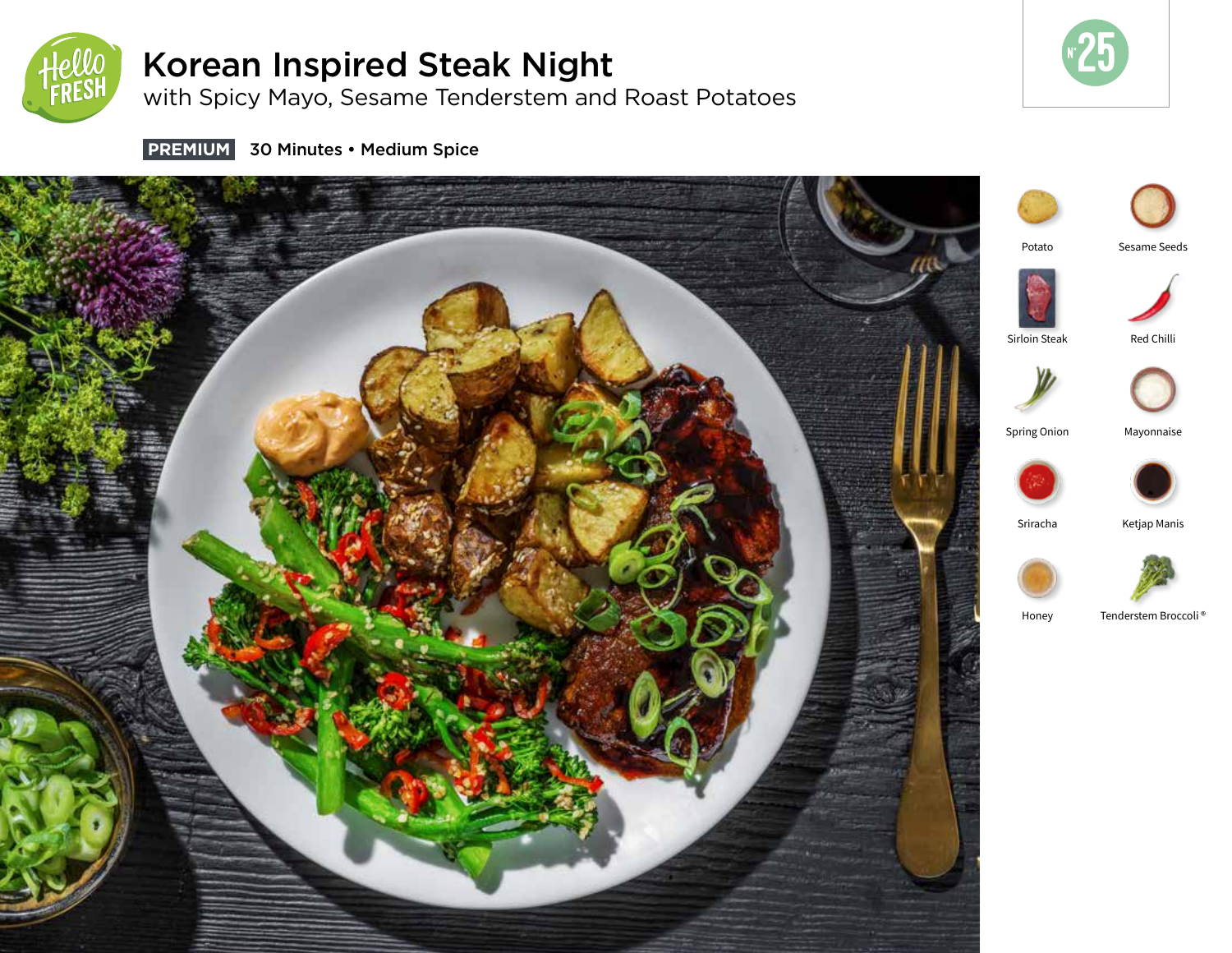# Korean Inspired Steak Night

## with Spicy Mayo, Sesame Tenderstem and Roast Potatoes

**PREMIUM** 30 Minutes • Medium Spice

N° 25

- Potato
- Sesame Seeds
- Sirloin Steak
- Red Chilli
- Spring Onion
- Mayonnaise
- Sriracha
- Ketjap Manis
- Honey
- Tenderstem Broccoli ®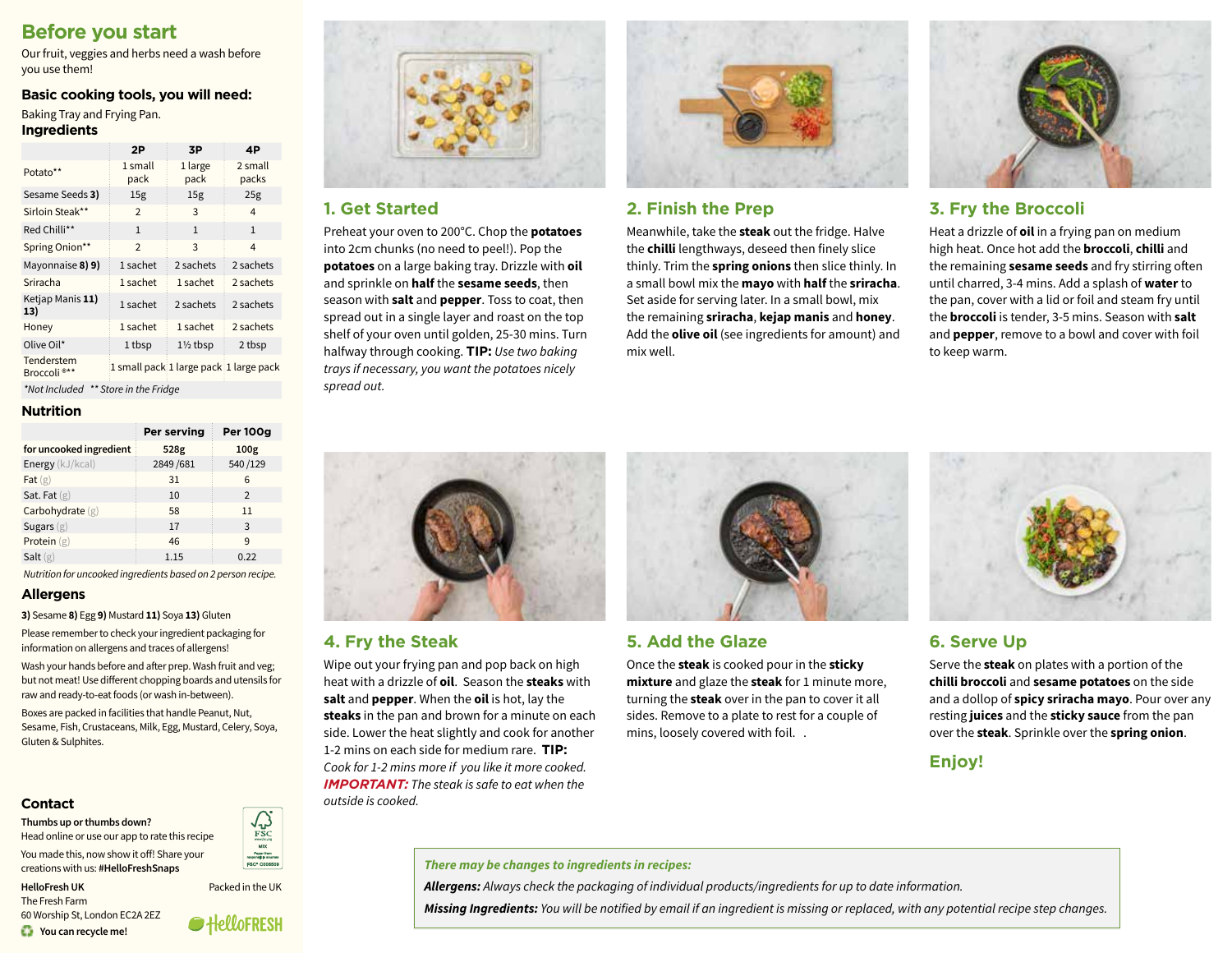## Before you start

Our fruit, veggies and herbs need a wash before you use them!

### Basic cooking tools, you will need:

Baking Tray and Frying Pan.

### Ingredients

| | 2P | 3P | 4P |
|---|---|---|---|
| Potato** | 1 small pack | 1 large pack | 2 small packs |
| Sesame Seeds **3)** | 15g | 15g | 25g |
| Sirloin Steak** | 2 | 3 | 4 |
| Red Chilli** | 1 | 1 | 1 |
| Spring Onion** | 2 | 3 | 4 |
| Mayonnaise **8) 9)** | 1 sachet | 2 sachets | 2 sachets |
| Sriracha | 1 sachet | 1 sachet | 2 sachets |
| Ketjap Manis **11) 13)** | 1 sachet | 2 sachets | 2 sachets |
| Honey | 1 sachet | 1 sachet | 2 sachets |
| Olive Oil* | 1 tbsp | 1½ tbsp | 2 tbsp |
| Tenderstem Broccoli ®** | 1 small pack | 1 large pack | 1 large pack |

*\*Not Included \*\* Store in the Fridge*

### Nutrition

| | Per serving | Per 100g |
|---|---|---|
| **for uncooked ingredient** | 528g | 100g |
| Energy (kJ/kcal) | 2849 /681 | 540 /129 |
| Fat (g) | 31 | 6 |
| Sat. Fat (g) | 10 | 2 |
| Carbohydrate (g) | 58 | 11 |
| Sugars (g) | 17 | 3 |
| Protein (g) | 46 | 9 |
| Salt (g) | 1.15 | 0.22 |

*Nutrition for uncooked ingredients based on 2 person recipe.*

### Allergens

**3)** Sesame **8)** Egg **9)** Mustard **11)** Soya **13)** Gluten

Please remember to check your ingredient packaging for information on allergens and traces of allergens!

Wash your hands before and after prep. Wash fruit and veg; but not meat! Use different chopping boards and utensils for raw and ready-to-eat foods (or wash in-between).

Boxes are packed in facilities that handle Peanut, Nut, Sesame, Fish, Crustaceans, Milk, Egg, Mustard, Celery, Soya, Gluten & Sulphites.

### Contact

**Thumbs up or thumbs down?**
Head online or use our app to rate this recipe

You made this, now show it off! Share your creations with us: **#HelloFreshSnaps**

**HelloFresh UK**
The Fresh Farm
60 Worship St, London EC2A 2EZ

Packed in the UK

**You can recycle me!**

## 1. Get Started

Preheat your oven to 200°C. Chop the **potatoes** into 2cm chunks (no need to peel!). Pop the **potatoes** on a large baking tray. Drizzle with **oil** and sprinkle on **half** the **sesame seeds**, then season with **salt** and **pepper**. Toss to coat, then spread out in a single layer and roast on the top shelf of your oven until golden, 25-30 mins. Turn halfway through cooking. **TIP:** *Use two baking trays if necessary, you want the potatoes nicely spread out.*

## 2. Finish the Prep

Meanwhile, take the **steak** out the fridge. Halve the **chilli** lengthways, deseed then finely slice thinly. Trim the **spring onions** then slice thinly. In a small bowl mix the **mayo** with **half** the **sriracha**. Set aside for serving later. In a small bowl, mix the remaining **sriracha**, **kejap manis** and **honey**. Add the **olive oil** (see ingredients for amount) and mix well.

## 3. Fry the Broccoli

Heat a drizzle of **oil** in a frying pan on medium high heat. Once hot add the **broccoli**, **chilli** and the remaining **sesame seeds** and fry stirring often until charred, 3-4 mins. Add a splash of **water** to the pan, cover with a lid or foil and steam fry until the **broccoli** is tender, 3-5 mins. Season with **salt** and **pepper**, remove to a bowl and cover with foil to keep warm.

## 4. Fry the Steak

Wipe out your frying pan and pop back on high heat with a drizzle of **oil**. Season the **steaks** with **salt** and **pepper**. When the **oil** is hot, lay the **steaks** in the pan and brown for a minute on each side. Lower the heat slightly and cook for another 1-2 mins on each side for medium rare. **TIP:** *Cook for 1-2 mins more if you like it more cooked.* ***IMPORTANT:*** *The steak is safe to eat when the outside is cooked.*

## 5. Add the Glaze

Once the **steak** is cooked pour in the **sticky mixture** and glaze the **steak** for 1 minute more, turning the **steak** over in the pan to cover it all sides. Remove to a plate to rest for a couple of mins, loosely covered with foil.

## 6. Serve Up

Serve the **steak** on plates with a portion of the **chilli broccoli** and **sesame potatoes** on the side and a dollop of **spicy sriracha mayo**. Pour over any resting **juices** and the **sticky sauce** from the pan over the **steak**. Sprinkle over the **spring onion**.

## Enjoy!

***There may be changes to ingredients in recipes:***

***Allergens:*** *Always check the packaging of individual products/ingredients for up to date information.*

***Missing Ingredients:*** *You will be notified by email if an ingredient is missing or replaced, with any potential recipe step changes.*